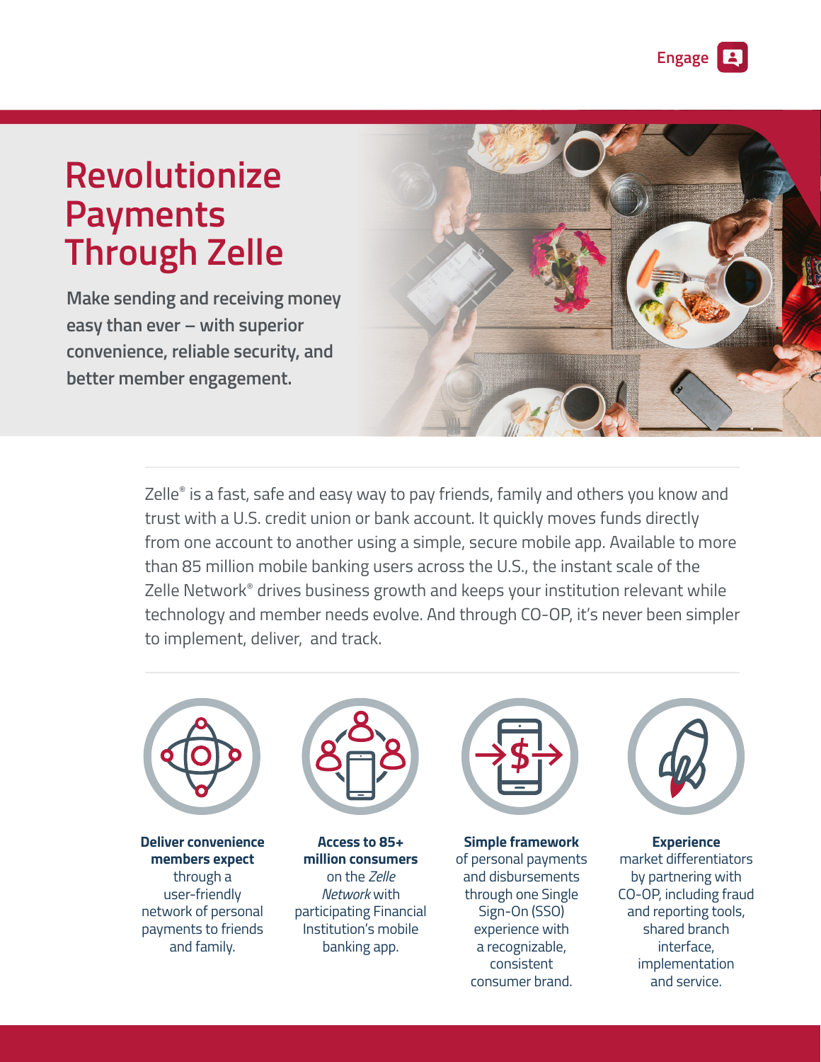Engage

# Revolutionize Payments Through Zelle

**Make sending and receiving money easy than ever – with superior convenience, reliable security, and better member engagement.**

Zelle® is a fast, safe and easy way to pay friends, family and others you know and trust with a U.S. credit union or bank account. It quickly moves funds directly from one account to another using a simple, secure mobile app. Available to more than 85 million mobile banking users across the U.S., the instant scale of the Zelle Network® drives business growth and keeps your institution relevant while technology and member needs evolve. And through CO-OP, it's never been simpler to implement, deliver, and track.

**Deliver convenience members expect** through a user-friendly network of personal payments to friends and family.

**Access to 85+ million consumers** on the *Zelle Network* with participating Financial Institution's mobile banking app.

**Simple framework** of personal payments and disbursements through one Single Sign-On (SSO) experience with a recognizable, consistent consumer brand.

**Experience** market differentiators by partnering with CO-OP, including fraud and reporting tools, shared branch interface, implementation and service.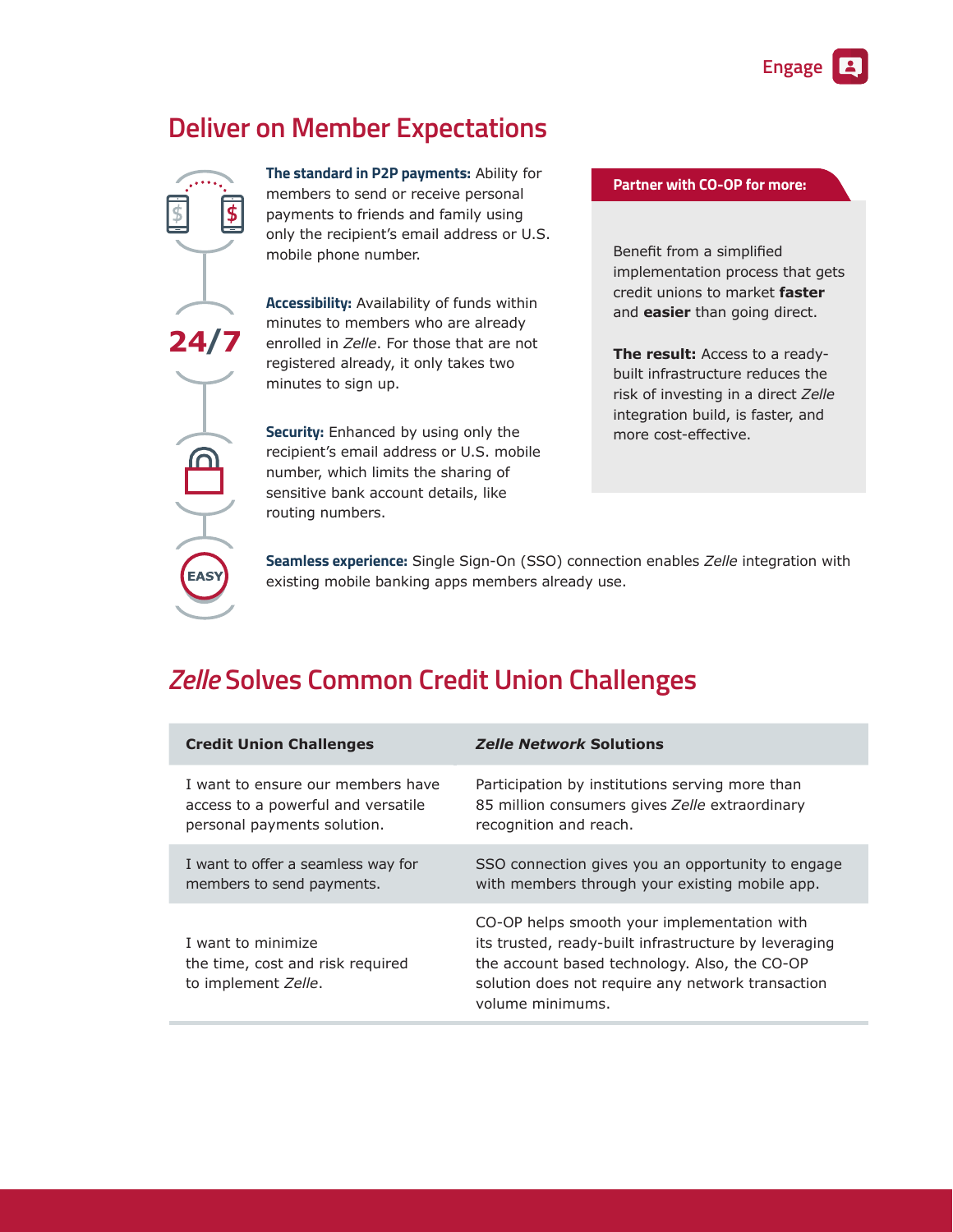## Deliver on Member Expectations

**The standard in P2P payments:** Ability for members to send or receive personal payments to friends and family using only the recipient's email address or U.S. mobile phone number.

24/7

**Accessibility:** Availability of funds within minutes to members who are already enrolled in *Zelle*. For those that are not registered already, it only takes two minutes to sign up.

**Security:** Enhanced by using only the recipient's email address or U.S. mobile number, which limits the sharing of sensitive bank account details, like routing numbers.

EASY

**Seamless experience:** Single Sign-On (SSO) connection enables *Zelle* integration with existing mobile banking apps members already use.

**Partner with CO-OP for more:**

Benefit from a simplified implementation process that gets credit unions to market **faster** and **easier** than going direct.

**The result:** Access to a ready-built infrastructure reduces the risk of investing in a direct *Zelle* integration build, is faster, and more cost-effective.

## *Zelle* Solves Common Credit Union Challenges

| Credit Union Challenges | *Zelle Network* Solutions |
| --- | --- |
| I want to ensure our members have access to a powerful and versatile personal payments solution. | Participation by institutions serving more than 85 million consumers gives *Zelle* extraordinary recognition and reach. |
| I want to offer a seamless way for members to send payments. | SSO connection gives you an opportunity to engage with members through your existing mobile app. |
| I want to minimize the time, cost and risk required to implement *Zelle*. | CO-OP helps smooth your implementation with its trusted, ready-built infrastructure by leveraging the account based technology. Also, the CO-OP solution does not require any network transaction volume minimums. |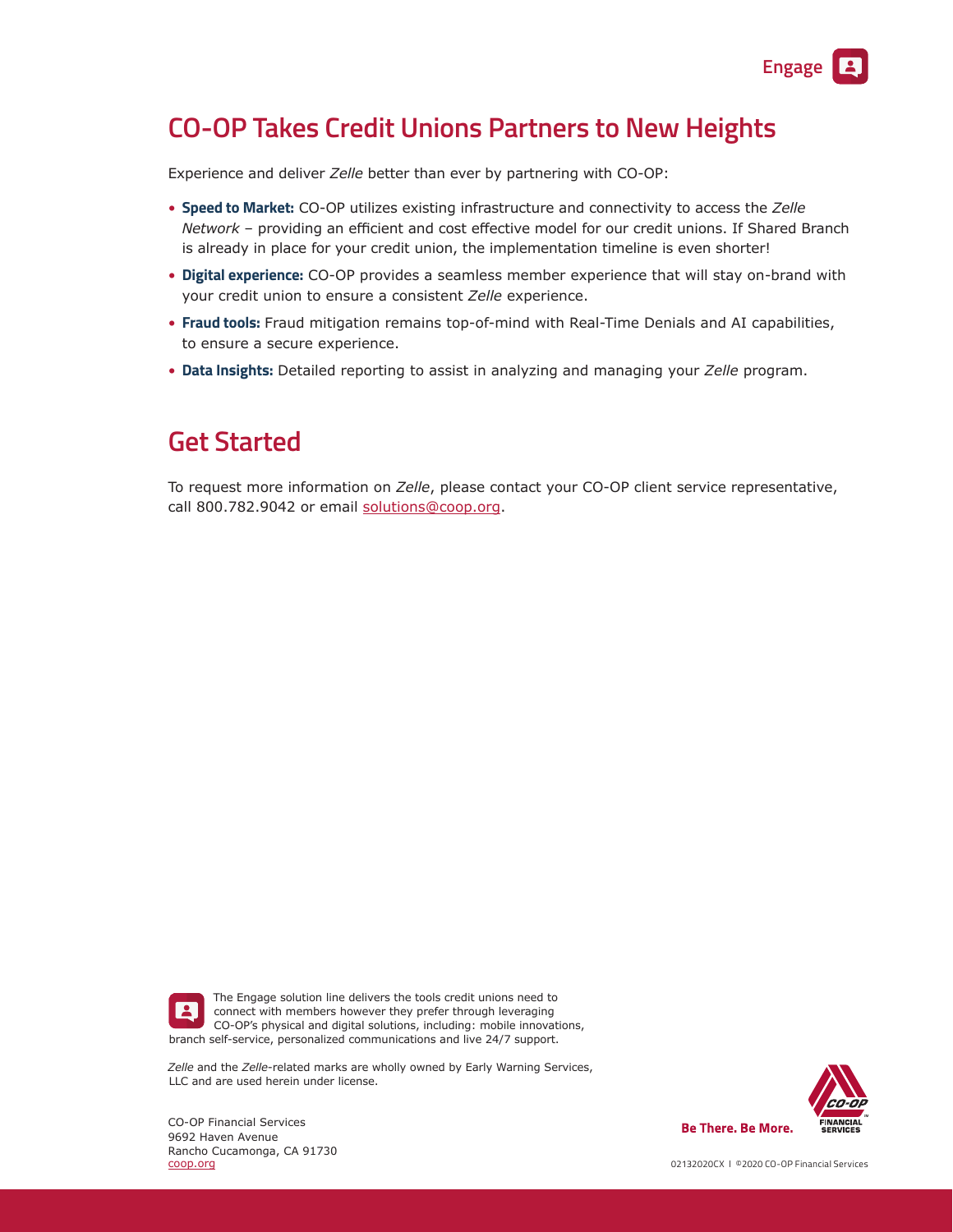# CO-OP Takes Credit Unions Partners to New Heights

Experience and deliver *Zelle* better than ever by partnering with CO-OP:

- **Speed to Market:** CO-OP utilizes existing infrastructure and connectivity to access the *Zelle Network* – providing an efficient and cost effective model for our credit unions. If Shared Branch is already in place for your credit union, the implementation timeline is even shorter!
- **Digital experience:** CO-OP provides a seamless member experience that will stay on-brand with your credit union to ensure a consistent *Zelle* experience.
- **Fraud tools:** Fraud mitigation remains top-of-mind with Real-Time Denials and AI capabilities, to ensure a secure experience.
- **Data Insights:** Detailed reporting to assist in analyzing and managing your *Zelle* program.

# Get Started

To request more information on *Zelle*, please contact your CO-OP client service representative, call 800.782.9042 or email solutions@coop.org.

The Engage solution line delivers the tools credit unions need to connect with members however they prefer through leveraging CO-OP's physical and digital solutions, including: mobile innovations, branch self-service, personalized communications and live 24/7 support.

*Zelle* and the *Zelle*-related marks are wholly owned by Early Warning Services, LLC and are used herein under license.

CO-OP Financial Services
9692 Haven Avenue
Rancho Cucamonga, CA 91730
coop.org

Be There. Be More.

02132020CX I ©2020 CO-OP Financial Services